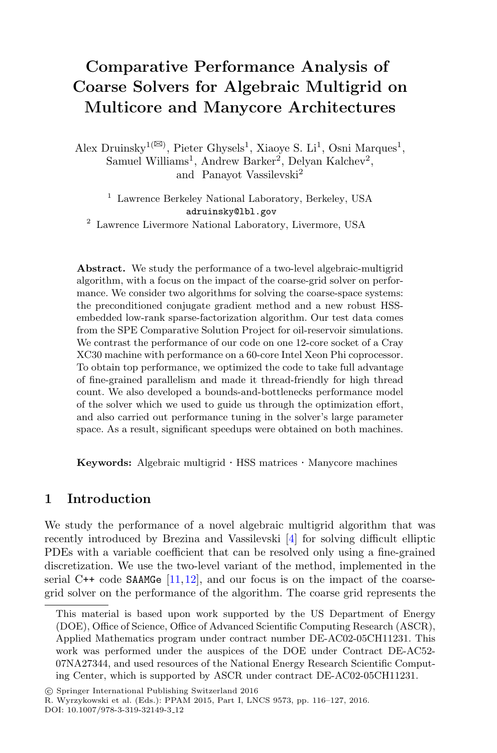# Comparative Performance Analysis of Coarse Solvers for Algebraic Multigrid on Multicore and Manycore Architectures

Alex Druinsky[1](✉), Pieter Ghysels[1], Xiaoye S. Li[1], Osni Marques[1], Samuel Williams[1], Andrew Barker[2], Delyan Kalchev[2], and Panayot Vassilevski[2]

[1] Lawrence Berkeley National Laboratory, Berkeley, USA
adruinsky@lbl.gov

[2] Lawrence Livermore National Laboratory, Livermore, USA

**Abstract.** We study the performance of a two-level algebraic-multigrid algorithm, with a focus on the impact of the coarse-grid solver on performance. We consider two algorithms for solving the coarse-space systems: the preconditioned conjugate gradient method and a new robust HSS-embedded low-rank sparse-factorization algorithm. Our test data comes from the SPE Comparative Solution Project for oil-reservoir simulations. We contrast the performance of our code on one 12-core socket of a Cray XC30 machine with performance on a 60-core Intel Xeon Phi coprocessor. To obtain top performance, we optimized the code to take full advantage of fine-grained parallelism and made it thread-friendly for high thread count. We also developed a bounds-and-bottlenecks performance model of the solver which we used to guide us through the optimization effort, and also carried out performance tuning in the solver's large parameter space. As a result, significant speedups were obtained on both machines.

**Keywords:** Algebraic multigrid · HSS matrices · Manycore machines

## 1 Introduction

We study the performance of a novel algebraic multigrid algorithm that was recently introduced by Brezina and Vassilevski [4] for solving difficult elliptic PDEs with a variable coefficient that can be resolved only using a fine-grained discretization. We use the two-level variant of the method, implemented in the serial C++ code `SAAMGe` [11,12], and our focus is on the impact of the coarse-grid solver on the performance of the algorithm. The coarse grid represents the

This material is based upon work supported by the US Department of Energy (DOE), Office of Science, Office of Advanced Scientific Computing Research (ASCR), Applied Mathematics program under contract number DE-AC02-05CH11231. This work was performed under the auspices of the DOE under Contract DE-AC52-07NA27344, and used resources of the National Energy Research Scientific Computing Center, which is supported by ASCR under contract DE-AC02-05CH11231.

© Springer International Publishing Switzerland 2016
R. Wyrzykowski et al. (Eds.): PPAM 2015, Part I, LNCS 9573, pp. 116–127, 2016.
DOI: 10.1007/978-3-319-32149-3_12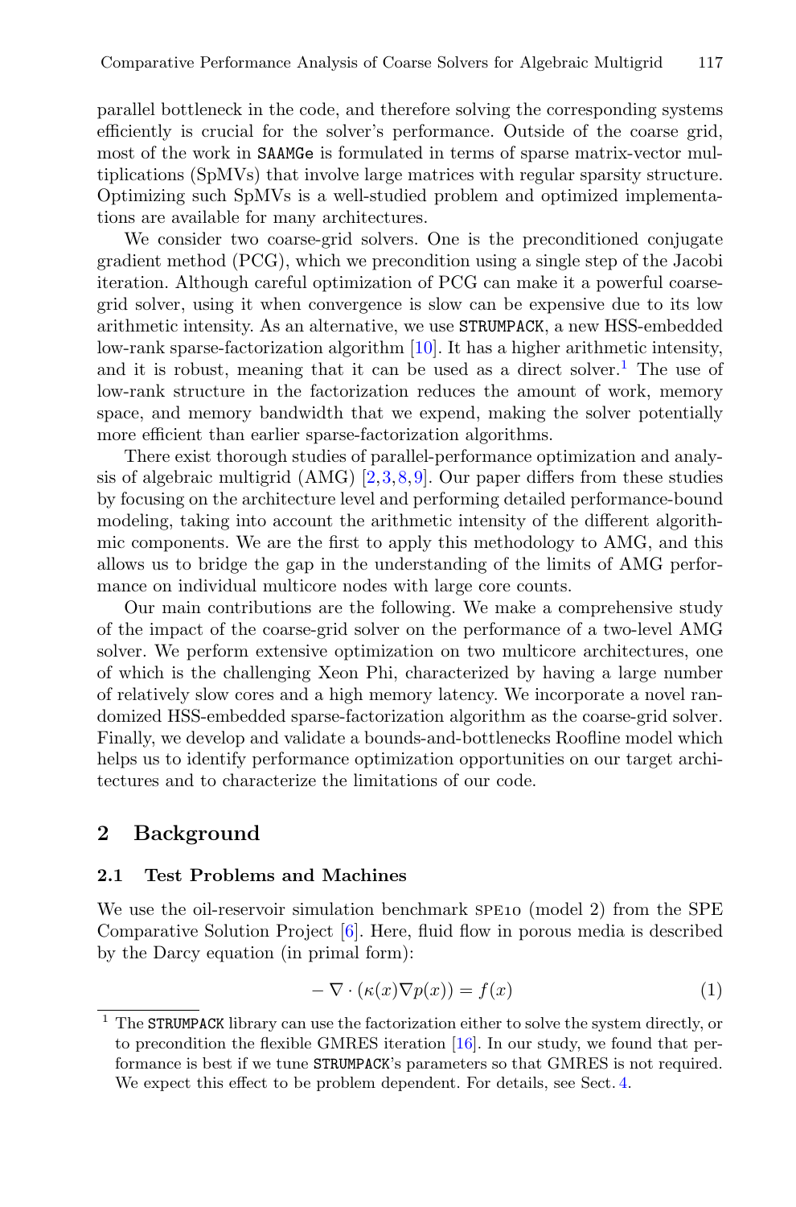parallel bottleneck in the code, and therefore solving the corresponding systems efficiently is crucial for the solver's performance. Outside of the coarse grid, most of the work in `SAAMGe` is formulated in terms of sparse matrix-vector multiplications (SpMVs) that involve large matrices with regular sparsity structure. Optimizing such SpMVs is a well-studied problem and optimized implementations are available for many architectures.

We consider two coarse-grid solvers. One is the preconditioned conjugate gradient method (PCG), which we precondition using a single step of the Jacobi iteration. Although careful optimization of PCG can make it a powerful coarse-grid solver, using it when convergence is slow can be expensive due to its low arithmetic intensity. As an alternative, we use `STRUMPACK`, a new HSS-embedded low-rank sparse-factorization algorithm [10]. It has a higher arithmetic intensity, and it is robust, meaning that it can be used as a direct solver.[1] The use of low-rank structure in the factorization reduces the amount of work, memory space, and memory bandwidth that we expend, making the solver potentially more efficient than earlier sparse-factorization algorithms.

There exist thorough studies of parallel-performance optimization and analysis of algebraic multigrid (AMG) [2,3,8,9]. Our paper differs from these studies by focusing on the architecture level and performing detailed performance-bound modeling, taking into account the arithmetic intensity of the different algorithmic components. We are the first to apply this methodology to AMG, and this allows us to bridge the gap in the understanding of the limits of AMG performance on individual multicore nodes with large core counts.

Our main contributions are the following. We make a comprehensive study of the impact of the coarse-grid solver on the performance of a two-level AMG solver. We perform extensive optimization on two multicore architectures, one of which is the challenging Xeon Phi, characterized by having a large number of relatively slow cores and a high memory latency. We incorporate a novel randomized HSS-embedded sparse-factorization algorithm as the coarse-grid solver. Finally, we develop and validate a bounds-and-bottlenecks Roofline model which helps us to identify performance optimization opportunities on our target architectures and to characterize the limitations of our code.

## 2 Background

### 2.1 Test Problems and Machines

We use the oil-reservoir simulation benchmark SPE10 (model 2) from the SPE Comparative Solution Project [6]. Here, fluid flow in porous media is described by the Darcy equation (in primal form):

$$-\nabla \cdot (\kappa(x)\nabla p(x)) = f(x) \tag{1}$$

[1] The `STRUMPACK` library can use the factorization either to solve the system directly, or to precondition the flexible GMRES iteration [16]. In our study, we found that performance is best if we tune `STRUMPACK`'s parameters so that GMRES is not required. We expect this effect to be problem dependent. For details, see Sect. 4.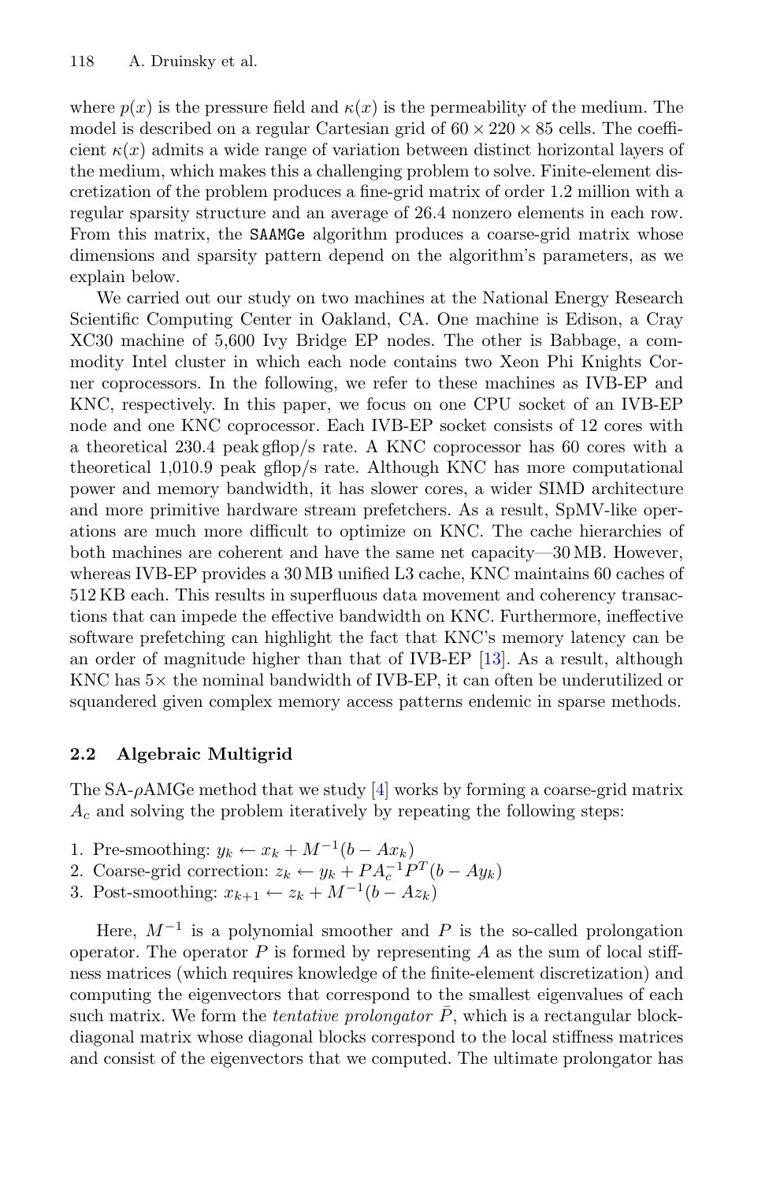where $p(x)$ is the pressure field and $\kappa(x)$ is the permeability of the medium. The model is described on a regular Cartesian grid of $60 \times 220 \times 85$ cells. The coefficient $\kappa(x)$ admits a wide range of variation between distinct horizontal layers of the medium, which makes this a challenging problem to solve. Finite-element discretization of the problem produces a fine-grid matrix of order 1.2 million with a regular sparsity structure and an average of 26.4 nonzero elements in each row. From this matrix, the SAAMGe algorithm produces a coarse-grid matrix whose dimensions and sparsity pattern depend on the algorithm's parameters, as we explain below.

We carried out our study on two machines at the National Energy Research Scientific Computing Center in Oakland, CA. One machine is Edison, a Cray XC30 machine of 5,600 Ivy Bridge EP nodes. The other is Babbage, a commodity Intel cluster in which each node contains two Xeon Phi Knights Corner coprocessors. In the following, we refer to these machines as IVB-EP and KNC, respectively. In this paper, we focus on one CPU socket of an IVB-EP node and one KNC coprocessor. Each IVB-EP socket consists of 12 cores with a theoretical 230.4 peak gflop/s rate. A KNC coprocessor has 60 cores with a theoretical 1,010.9 peak gflop/s rate. Although KNC has more computational power and memory bandwidth, it has slower cores, a wider SIMD architecture and more primitive hardware stream prefetchers. As a result, SpMV-like operations are much more difficult to optimize on KNC. The cache hierarchies of both machines are coherent and have the same net capacity—30 MB. However, whereas IVB-EP provides a 30 MB unified L3 cache, KNC maintains 60 caches of 512 KB each. This results in superfluous data movement and coherency transactions that can impede the effective bandwidth on KNC. Furthermore, ineffective software prefetching can highlight the fact that KNC's memory latency can be an order of magnitude higher than that of IVB-EP [13]. As a result, although KNC has $5\times$ the nominal bandwidth of IVB-EP, it can often be underutilized or squandered given complex memory access patterns endemic in sparse methods.

### 2.2 Algebraic Multigrid

The SA-$\rho$AMGe method that we study [4] works by forming a coarse-grid matrix $A_c$ and solving the problem iteratively by repeating the following steps:

1. Pre-smoothing: $y_k \leftarrow x_k + M^{-1}(b - Ax_k)$
2. Coarse-grid correction: $z_k \leftarrow y_k + PA_c^{-1}P^T(b - Ay_k)$
3. Post-smoothing: $x_{k+1} \leftarrow z_k + M^{-1}(b - Az_k)$

Here, $M^{-1}$ is a polynomial smoother and $P$ is the so-called prolongation operator. The operator $P$ is formed by representing $A$ as the sum of local stiffness matrices (which requires knowledge of the finite-element discretization) and computing the eigenvectors that correspond to the smallest eigenvalues of each such matrix. We form the *tentative prolongator* $\bar{P}$, which is a rectangular block-diagonal matrix whose diagonal blocks correspond to the local stiffness matrices and consist of the eigenvectors that we computed. The ultimate prolongator has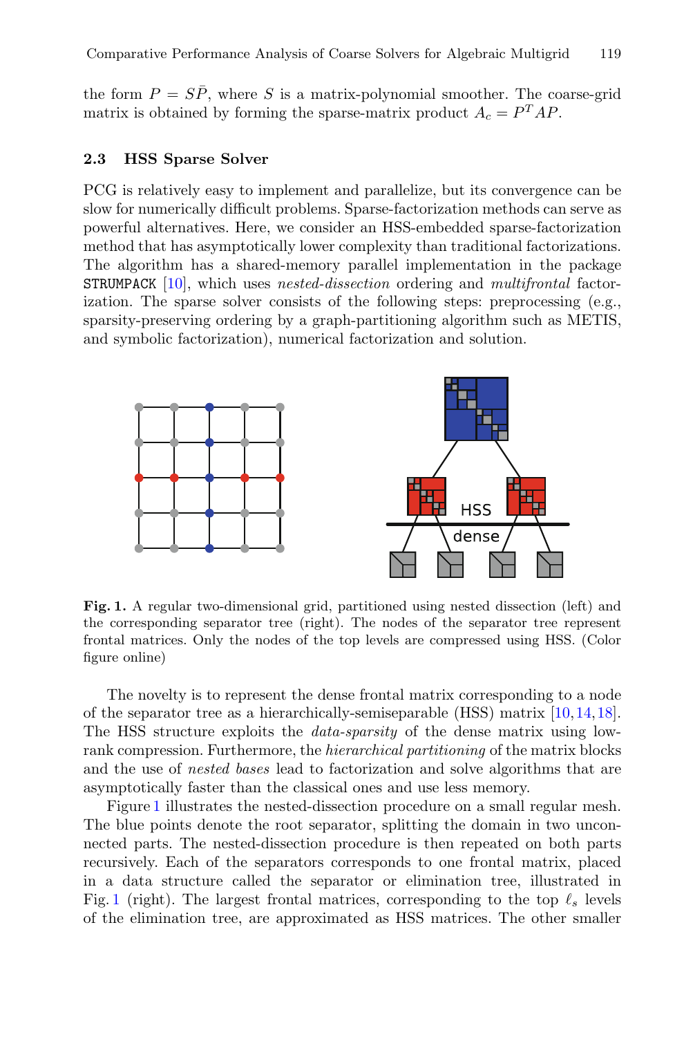the form $P = S\bar{P}$, where $S$ is a matrix-polynomial smoother. The coarse-grid matrix is obtained by forming the sparse-matrix product $A_c = P^T AP$.

### 2.3 HSS Sparse Solver

PCG is relatively easy to implement and parallelize, but its convergence can be slow for numerically difficult problems. Sparse-factorization methods can serve as powerful alternatives. Here, we consider an HSS-embedded sparse-factorization method that has asymptotically lower complexity than traditional factorizations. The algorithm has a shared-memory parallel implementation in the package STRUMPACK [10], which uses *nested-dissection* ordering and *multifrontal* factorization. The sparse solver consists of the following steps: preprocessing (e.g., sparsity-preserving ordering by a graph-partitioning algorithm such as METIS, and symbolic factorization), numerical factorization and solution.

**Fig. 1.** A regular two-dimensional grid, partitioned using nested dissection (left) and the corresponding separator tree (right). The nodes of the separator tree represent frontal matrices. Only the nodes of the top levels are compressed using HSS. (Color figure online)

The novelty is to represent the dense frontal matrix corresponding to a node of the separator tree as a hierarchically-semiseparable (HSS) matrix [10,14,18]. The HSS structure exploits the *data-sparsity* of the dense matrix using low-rank compression. Furthermore, the *hierarchical partitioning* of the matrix blocks and the use of *nested bases* lead to factorization and solve algorithms that are asymptotically faster than the classical ones and use less memory.

Figure 1 illustrates the nested-dissection procedure on a small regular mesh. The blue points denote the root separator, splitting the domain in two unconnected parts. The nested-dissection procedure is then repeated on both parts recursively. Each of the separators corresponds to one frontal matrix, placed in a data structure called the separator or elimination tree, illustrated in Fig. 1 (right). The largest frontal matrices, corresponding to the top $\ell_s$ levels of the elimination tree, are approximated as HSS matrices. The other smaller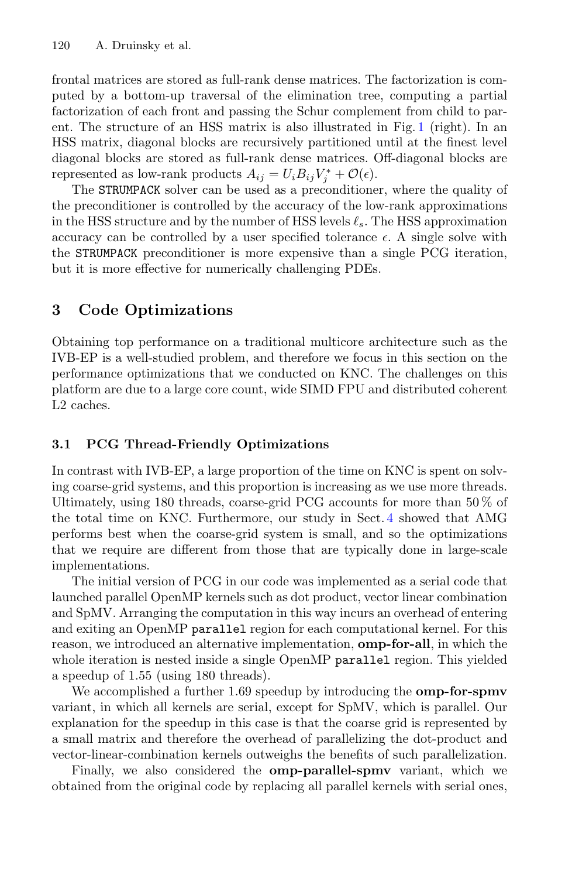frontal matrices are stored as full-rank dense matrices. The factorization is computed by a bottom-up traversal of the elimination tree, computing a partial factorization of each front and passing the Schur complement from child to parent. The structure of an HSS matrix is also illustrated in Fig. 1 (right). In an HSS matrix, diagonal blocks are recursively partitioned until at the finest level diagonal blocks are stored as full-rank dense matrices. Off-diagonal blocks are represented as low-rank products $A_{ij} = U_i B_{ij} V_j^* + \mathcal{O}(\epsilon)$.

The `STRUMPACK` solver can be used as a preconditioner, where the quality of the preconditioner is controlled by the accuracy of the low-rank approximations in the HSS structure and by the number of HSS levels $\ell_s$. The HSS approximation accuracy can be controlled by a user specified tolerance $\epsilon$. A single solve with the `STRUMPACK` preconditioner is more expensive than a single PCG iteration, but it is more effective for numerically challenging PDEs.

## 3 Code Optimizations

Obtaining top performance on a traditional multicore architecture such as the IVB-EP is a well-studied problem, and therefore we focus in this section on the performance optimizations that we conducted on KNC. The challenges on this platform are due to a large core count, wide SIMD FPU and distributed coherent L2 caches.

### 3.1 PCG Thread-Friendly Optimizations

In contrast with IVB-EP, a large proportion of the time on KNC is spent on solving coarse-grid systems, and this proportion is increasing as we use more threads. Ultimately, using 180 threads, coarse-grid PCG accounts for more than 50 % of the total time on KNC. Furthermore, our study in Sect. 4 showed that AMG performs best when the coarse-grid system is small, and so the optimizations that we require are different from those that are typically done in large-scale implementations.

The initial version of PCG in our code was implemented as a serial code that launched parallel OpenMP kernels such as dot product, vector linear combination and SpMV. Arranging the computation in this way incurs an overhead of entering and exiting an OpenMP `parallel` region for each computational kernel. For this reason, we introduced an alternative implementation, **omp-for-all**, in which the whole iteration is nested inside a single OpenMP `parallel` region. This yielded a speedup of 1.55 (using 180 threads).

We accomplished a further 1.69 speedup by introducing the **omp-for-spmv** variant, in which all kernels are serial, except for SpMV, which is parallel. Our explanation for the speedup in this case is that the coarse grid is represented by a small matrix and therefore the overhead of parallelizing the dot-product and vector-linear-combination kernels outweighs the benefits of such parallelization.

Finally, we also considered the **omp-parallel-spmv** variant, which we obtained from the original code by replacing all parallel kernels with serial ones,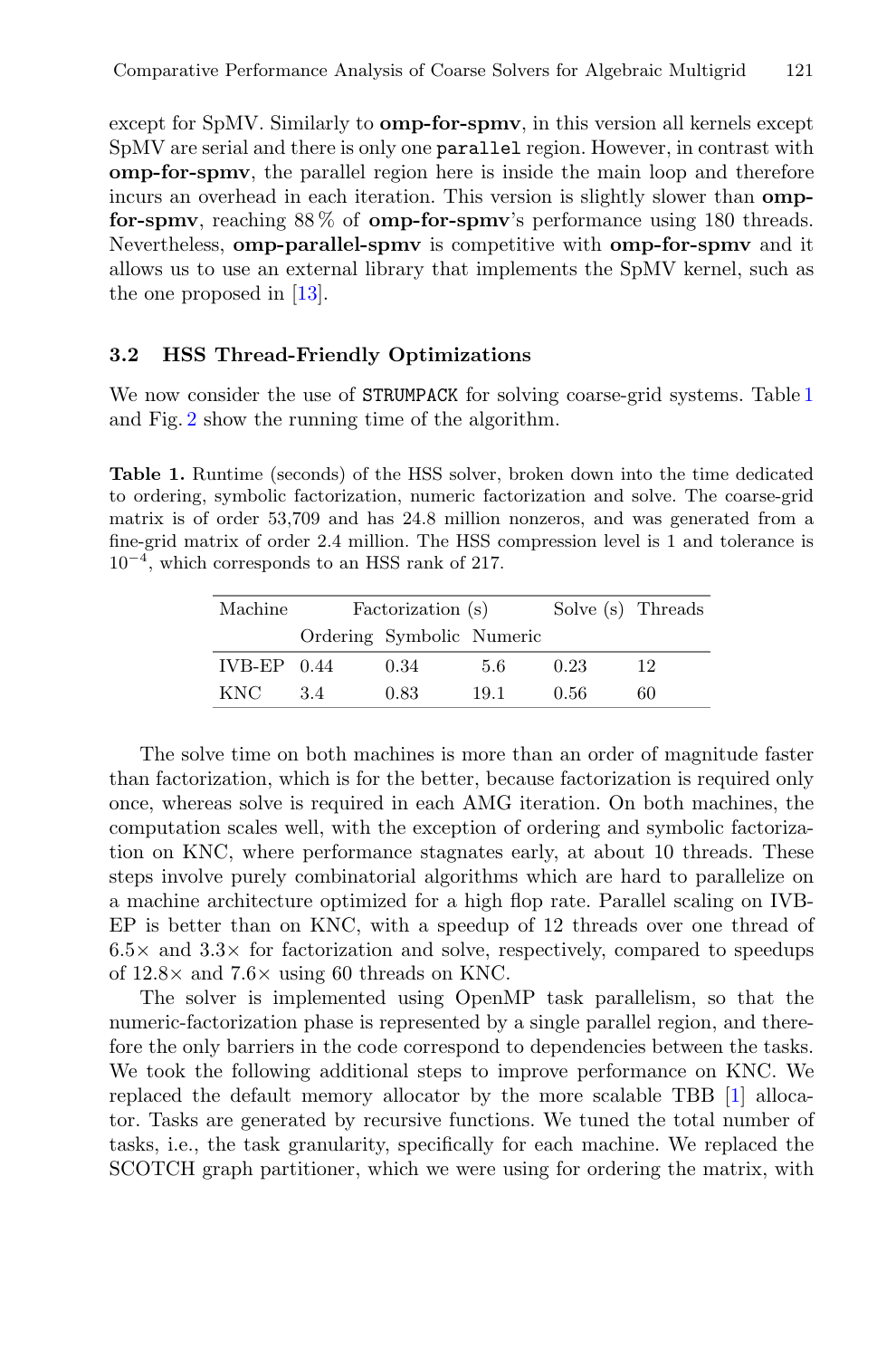except for SpMV. Similarly to **omp-for-spmv**, in this version all kernels except SpMV are serial and there is only one `parallel` region. However, in contrast with **omp-for-spmv**, the parallel region here is inside the main loop and therefore incurs an overhead in each iteration. This version is slightly slower than **omp-for-spmv**, reaching 88 % of **omp-for-spmv**'s performance using 180 threads. Nevertheless, **omp-parallel-spmv** is competitive with **omp-for-spmv** and it allows us to use an external library that implements the SpMV kernel, such as the one proposed in [13].

### 3.2 HSS Thread-Friendly Optimizations

We now consider the use of STRUMPACK for solving coarse-grid systems. Table 1 and Fig. 2 show the running time of the algorithm.

**Table 1.** Runtime (seconds) of the HSS solver, broken down into the time dedicated to ordering, symbolic factorization, numeric factorization and solve. The coarse-grid matrix is of order 53,709 and has 24.8 million nonzeros, and was generated from a fine-grid matrix of order 2.4 million. The HSS compression level is 1 and tolerance is $10^{-4}$, which corresponds to an HSS rank of 217.

| Machine | Factorization (s) | | | Solve (s) | Threads |
|---|---|---|---|---|---|
| | Ordering | Symbolic | Numeric | | |
| IVB-EP | 0.44 | 0.34 | 5.6 | 0.23 | 12 |
| KNC | 3.4 | 0.83 | 19.1 | 0.56 | 60 |

The solve time on both machines is more than an order of magnitude faster than factorization, which is for the better, because factorization is required only once, whereas solve is required in each AMG iteration. On both machines, the computation scales well, with the exception of ordering and symbolic factorization on KNC, where performance stagnates early, at about 10 threads. These steps involve purely combinatorial algorithms which are hard to parallelize on a machine architecture optimized for a high flop rate. Parallel scaling on IVB-EP is better than on KNC, with a speedup of 12 threads over one thread of 6.5× and 3.3× for factorization and solve, respectively, compared to speedups of 12.8× and 7.6× using 60 threads on KNC.

The solver is implemented using OpenMP task parallelism, so that the numeric-factorization phase is represented by a single parallel region, and therefore the only barriers in the code correspond to dependencies between the tasks. We took the following additional steps to improve performance on KNC. We replaced the default memory allocator by the more scalable TBB [1] allocator. Tasks are generated by recursive functions. We tuned the total number of tasks, i.e., the task granularity, specifically for each machine. We replaced the SCOTCH graph partitioner, which we were using for ordering the matrix, with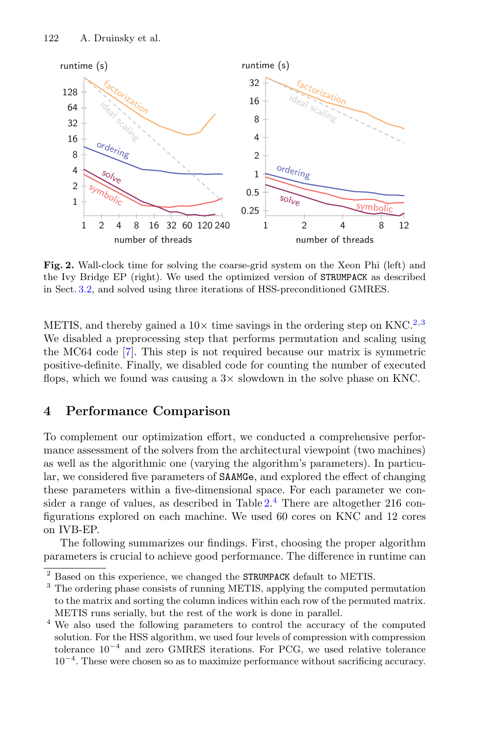**Fig. 2.** Wall-clock time for solving the coarse-grid system on the Xeon Phi (left) and the Ivy Bridge EP (right). We used the optimized version of STRUMPACK as described in Sect. 3.2, and solved using three iterations of HSS-preconditioned GMRES.

METIS, and thereby gained a 10× time savings in the ordering step on KNC.[2,3] We disabled a preprocessing step that performs permutation and scaling using the MC64 code [7]. This step is not required because our matrix is symmetric positive-definite. Finally, we disabled code for counting the number of executed flops, which we found was causing a 3× slowdown in the solve phase on KNC.

## 4 Performance Comparison

To complement our optimization effort, we conducted a comprehensive performance assessment of the solvers from the architectural viewpoint (two machines) as well as the algorithmic one (varying the algorithm's parameters). In particular, we considered five parameters of SAAMGe, and explored the effect of changing these parameters within a five-dimensional space. For each parameter we consider a range of values, as described in Table 2.[4] There are altogether 216 configurations explored on each machine. We used 60 cores on KNC and 12 cores on IVB-EP.

The following summarizes our findings. First, choosing the proper algorithm parameters is crucial to achieve good performance. The difference in runtime can

---

[2] Based on this experience, we changed the STRUMPACK default to METIS.

[3] The ordering phase consists of running METIS, applying the computed permutation to the matrix and sorting the column indices within each row of the permuted matrix. METIS runs serially, but the rest of the work is done in parallel.

[4] We also used the following parameters to control the accuracy of the computed solution. For the HSS algorithm, we used four levels of compression with compression tolerance $10^{-4}$ and zero GMRES iterations. For PCG, we used relative tolerance $10^{-4}$. These were chosen so as to maximize performance without sacrificing accuracy.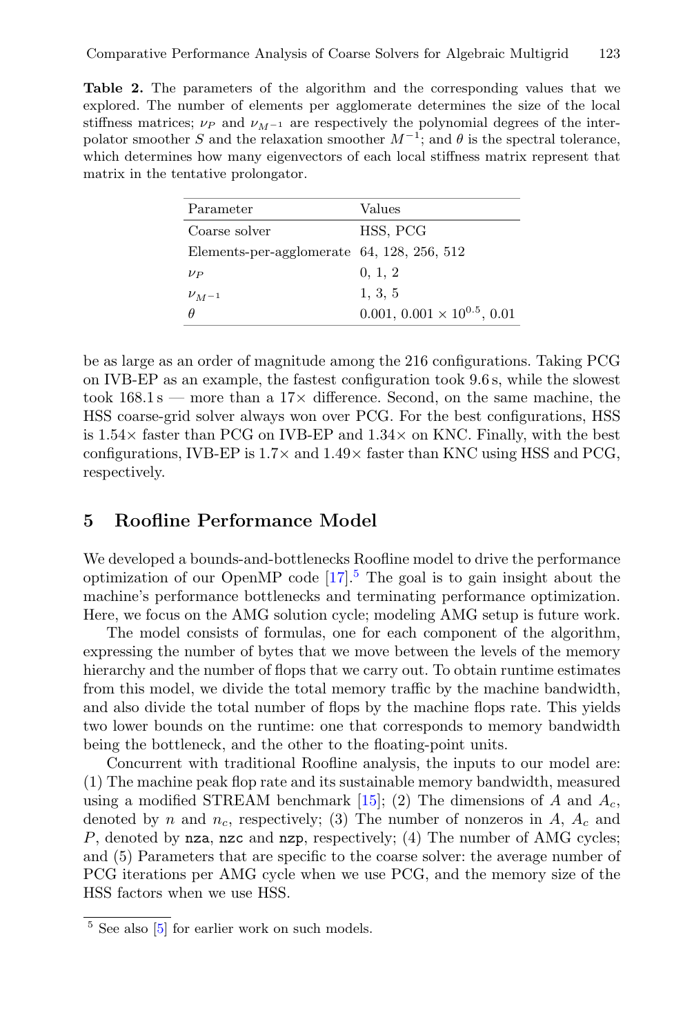**Table 2.** The parameters of the algorithm and the corresponding values that we explored. The number of elements per agglomerate determines the size of the local stiffness matrices; $\nu_P$ and $\nu_{M^{-1}}$ are respectively the polynomial degrees of the interpolator smoother $S$ and the relaxation smoother $M^{-1}$; and $\theta$ is the spectral tolerance, which determines how many eigenvectors of each local stiffness matrix represent that matrix in the tentative prolongator.

| Parameter | Values |
|---|---|
| Coarse solver | HSS, PCG |
| Elements-per-agglomerate | 64, 128, 256, 512 |
| $\nu_P$ | 0, 1, 2 |
| $\nu_{M^{-1}}$ | 1, 3, 5 |
| $\theta$ | $0.001$, $0.001 \times 10^{0.5}$, $0.01$ |

be as large as an order of magnitude among the 216 configurations. Taking PCG on IVB-EP as an example, the fastest configuration took 9.6 s, while the slowest took 168.1 s — more than a 17× difference. Second, on the same machine, the HSS coarse-grid solver always won over PCG. For the best configurations, HSS is 1.54× faster than PCG on IVB-EP and 1.34× on KNC. Finally, with the best configurations, IVB-EP is 1.7× and 1.49× faster than KNC using HSS and PCG, respectively.

## 5 Roofline Performance Model

We developed a bounds-and-bottlenecks Roofline model to drive the performance optimization of our OpenMP code [17].[5] The goal is to gain insight about the machine's performance bottlenecks and terminating performance optimization. Here, we focus on the AMG solution cycle; modeling AMG setup is future work.

The model consists of formulas, one for each component of the algorithm, expressing the number of bytes that we move between the levels of the memory hierarchy and the number of flops that we carry out. To obtain runtime estimates from this model, we divide the total memory traffic by the machine bandwidth, and also divide the total number of flops by the machine flops rate. This yields two lower bounds on the runtime: one that corresponds to memory bandwidth being the bottleneck, and the other to the floating-point units.

Concurrent with traditional Roofline analysis, the inputs to our model are: (1) The machine peak flop rate and its sustainable memory bandwidth, measured using a modified STREAM benchmark [15]; (2) The dimensions of $A$ and $A_c$, denoted by $n$ and $n_c$, respectively; (3) The number of nonzeros in $A$, $A_c$ and $P$, denoted by `nza`, `nzc` and `nzp`, respectively; (4) The number of AMG cycles; and (5) Parameters that are specific to the coarse solver: the average number of PCG iterations per AMG cycle when we use PCG, and the memory size of the HSS factors when we use HSS.

[5] See also [5] for earlier work on such models.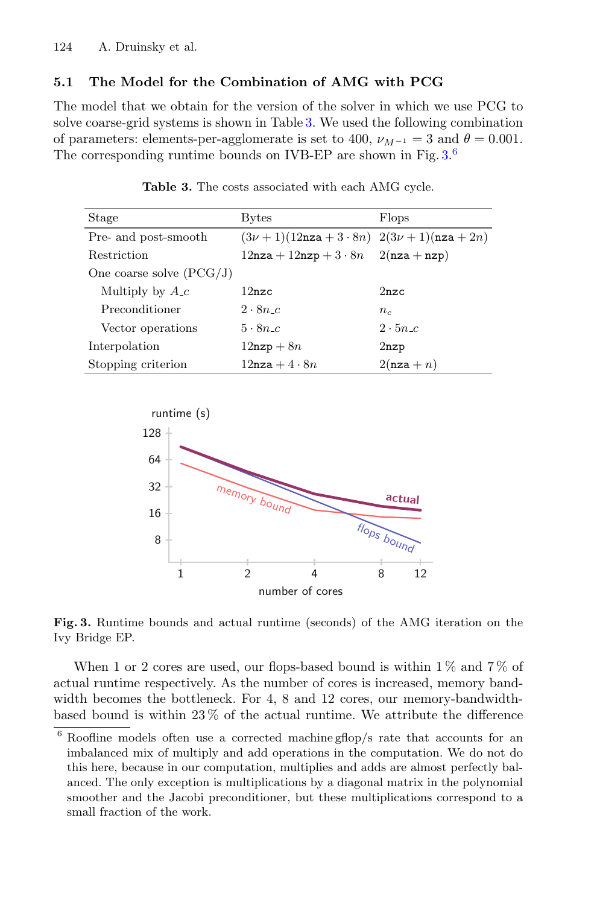### 5.1 The Model for the Combination of AMG with PCG

The model that we obtain for the version of the solver in which we use PCG to solve coarse-grid systems is shown in Table 3. We used the following combination of parameters: elements-per-agglomerate is set to 400, $\nu_{M^{-1}} = 3$ and $\theta = 0.001$. The corresponding runtime bounds on IVB-EP are shown in Fig. 3.[6]

**Table 3.** The costs associated with each AMG cycle.

| Stage | Bytes | Flops |
|---|---|---|
| Pre- and post-smooth | $(3\nu + 1)(12\mathtt{nza} + 3 \cdot 8n)$ | $2(3\nu + 1)(\mathtt{nza} + 2n)$ |
| Restriction | $12\mathtt{nza} + 12\mathtt{nzp} + 3 \cdot 8n$ | $2(\mathtt{nza} + \mathtt{nzp})$ |
| One coarse solve (PCG/J) | | |
| Multiply by $A\_c$ | $12\mathtt{nzc}$ | $2\mathtt{nzc}$ |
| Preconditioner | $2 \cdot 8n\_c$ | $n_c$ |
| Vector operations | $5 \cdot 8n\_c$ | $2 \cdot 5n\_c$ |
| Interpolation | $12\mathtt{nzp} + 8n$ | $2\mathtt{nzp}$ |
| Stopping criterion | $12\mathtt{nza} + 4 \cdot 8n$ | $2(\mathtt{nza} + n)$ |

**Fig. 3.** Runtime bounds and actual runtime (seconds) of the AMG iteration on the Ivy Bridge EP.

When 1 or 2 cores are used, our flops-based bound is within 1 % and 7 % of actual runtime respectively. As the number of cores is increased, memory bandwidth becomes the bottleneck. For 4, 8 and 12 cores, our memory-bandwidth-based bound is within 23 % of the actual runtime. We attribute the difference

[6] Roofline models often use a corrected machine gflop/s rate that accounts for an imbalanced mix of multiply and add operations in the computation. We do not do this here, because in our computation, multiplies and adds are almost perfectly balanced. The only exception is multiplications by a diagonal matrix in the polynomial smoother and the Jacobi preconditioner, but these multiplications correspond to a small fraction of the work.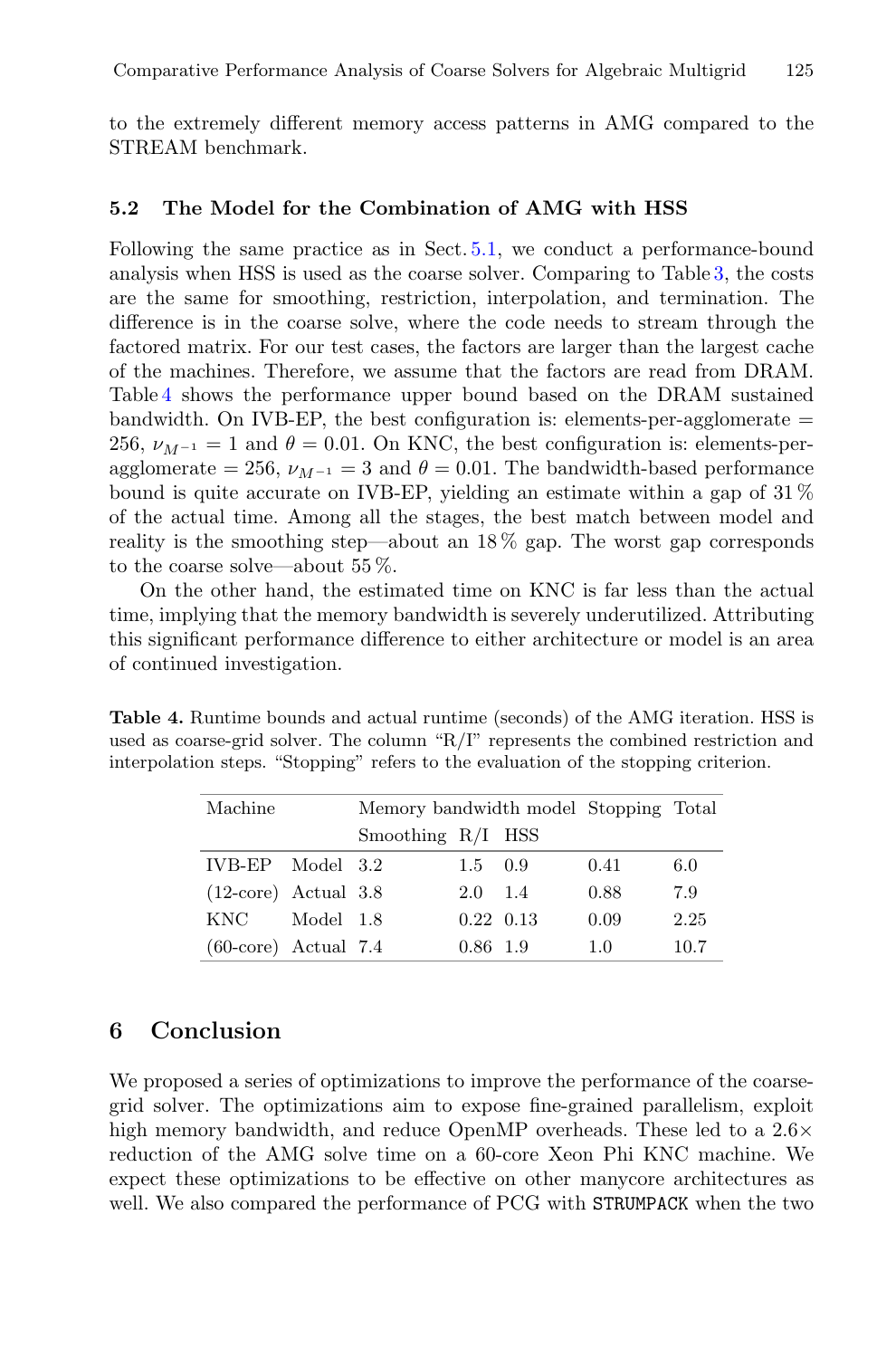to the extremely different memory access patterns in AMG compared to the STREAM benchmark.

### 5.2 The Model for the Combination of AMG with HSS

Following the same practice as in Sect. 5.1, we conduct a performance-bound analysis when HSS is used as the coarse solver. Comparing to Table 3, the costs are the same for smoothing, restriction, interpolation, and termination. The difference is in the coarse solve, where the code needs to stream through the factored matrix. For our test cases, the factors are larger than the largest cache of the machines. Therefore, we assume that the factors are read from DRAM. Table 4 shows the performance upper bound based on the DRAM sustained bandwidth. On IVB-EP, the best configuration is: elements-per-agglomerate = 256, $\nu_{M^{-1}} = 1$ and $\theta = 0.01$. On KNC, the best configuration is: elements-per-agglomerate = 256, $\nu_{M^{-1}} = 3$ and $\theta = 0.01$. The bandwidth-based performance bound is quite accurate on IVB-EP, yielding an estimate within a gap of 31 % of the actual time. Among all the stages, the best match between model and reality is the smoothing step—about an 18 % gap. The worst gap corresponds to the coarse solve—about 55 %.

On the other hand, the estimated time on KNC is far less than the actual time, implying that the memory bandwidth is severely underutilized. Attributing this significant performance difference to either architecture or model is an area of continued investigation.

**Table 4.** Runtime bounds and actual runtime (seconds) of the AMG iteration. HSS is used as coarse-grid solver. The column "R/I" represents the combined restriction and interpolation steps. "Stopping" refers to the evaluation of the stopping criterion.

| Machine | | Memory bandwidth model | | | Stopping | Total |
|---|---|---|---|---|---|---|
| | | Smoothing | R/I | HSS | | |
| IVB-EP | Model | 3.2 | 1.5 | 0.9 | 0.41 | 6.0 |
| (12-core) | Actual | 3.8 | 2.0 | 1.4 | 0.88 | 7.9 |
| KNC | Model | 1.8 | 0.22 | 0.13 | 0.09 | 2.25 |
| (60-core) | Actual | 7.4 | 0.86 | 1.9 | 1.0 | 10.7 |

## 6 Conclusion

We proposed a series of optimizations to improve the performance of the coarse-grid solver. The optimizations aim to expose fine-grained parallelism, exploit high memory bandwidth, and reduce OpenMP overheads. These led to a 2.6× reduction of the AMG solve time on a 60-core Xeon Phi KNC machine. We expect these optimizations to be effective on other manycore architectures as well. We also compared the performance of PCG with `STRUMPACK` when the two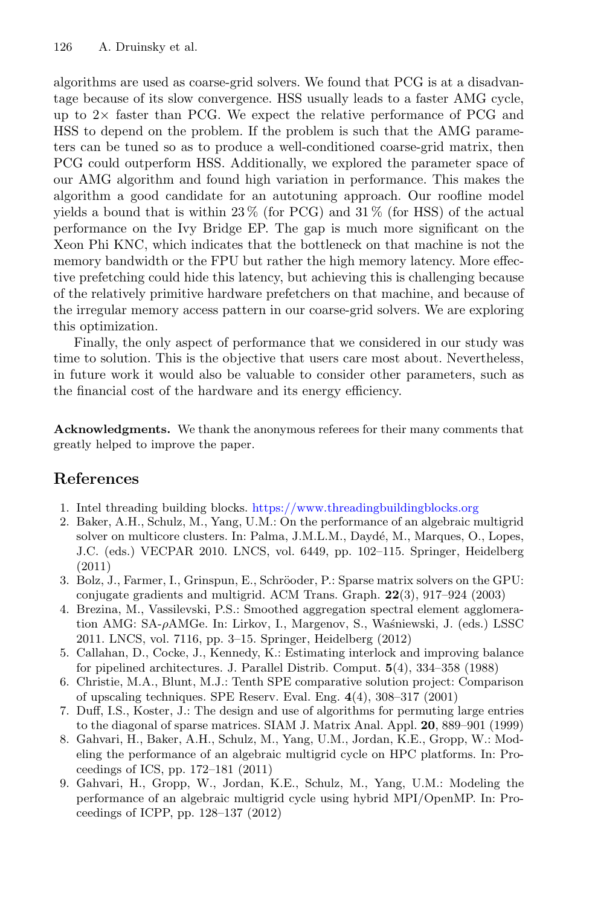algorithms are used as coarse-grid solvers. We found that PCG is at a disadvantage because of its slow convergence. HSS usually leads to a faster AMG cycle, up to 2× faster than PCG. We expect the relative performance of PCG and HSS to depend on the problem. If the problem is such that the AMG parameters can be tuned so as to produce a well-conditioned coarse-grid matrix, then PCG could outperform HSS. Additionally, we explored the parameter space of our AMG algorithm and found high variation in performance. This makes the algorithm a good candidate for an autotuning approach. Our roofline model yields a bound that is within 23 % (for PCG) and 31 % (for HSS) of the actual performance on the Ivy Bridge EP. The gap is much more significant on the Xeon Phi KNC, which indicates that the bottleneck on that machine is not the memory bandwidth or the FPU but rather the high memory latency. More effective prefetching could hide this latency, but achieving this is challenging because of the relatively primitive hardware prefetchers on that machine, and because of the irregular memory access pattern in our coarse-grid solvers. We are exploring this optimization.

Finally, the only aspect of performance that we considered in our study was time to solution. This is the objective that users care most about. Nevertheless, in future work it would also be valuable to consider other parameters, such as the financial cost of the hardware and its energy efficiency.

**Acknowledgments.** We thank the anonymous referees for their many comments that greatly helped to improve the paper.

## References

1. Intel threading building blocks. https://www.threadingbuildingblocks.org
2. Baker, A.H., Schulz, M., Yang, U.M.: On the performance of an algebraic multigrid solver on multicore clusters. In: Palma, J.M.L.M., Daydé, M., Marques, O., Lopes, J.C. (eds.) VECPAR 2010. LNCS, vol. 6449, pp. 102–115. Springer, Heidelberg (2011)
3. Bolz, J., Farmer, I., Grinspun, E., Schröoder, P.: Sparse matrix solvers on the GPU: conjugate gradients and multigrid. ACM Trans. Graph. **22**(3), 917–924 (2003)
4. Brezina, M., Vassilevski, P.S.: Smoothed aggregation spectral element agglomeration AMG: SA-$\rho$AMGe. In: Lirkov, I., Margenov, S., Waśniewski, J. (eds.) LSSC 2011. LNCS, vol. 7116, pp. 3–15. Springer, Heidelberg (2012)
5. Callahan, D., Cocke, J., Kennedy, K.: Estimating interlock and improving balance for pipelined architectures. J. Parallel Distrib. Comput. **5**(4), 334–358 (1988)
6. Christie, M.A., Blunt, M.J.: Tenth SPE comparative solution project: Comparison of upscaling techniques. SPE Reserv. Eval. Eng. **4**(4), 308–317 (2001)
7. Duff, I.S., Koster, J.: The design and use of algorithms for permuting large entries to the diagonal of sparse matrices. SIAM J. Matrix Anal. Appl. **20**, 889–901 (1999)
8. Gahvari, H., Baker, A.H., Schulz, M., Yang, U.M., Jordan, K.E., Gropp, W.: Modeling the performance of an algebraic multigrid cycle on HPC platforms. In: Proceedings of ICS, pp. 172–181 (2011)
9. Gahvari, H., Gropp, W., Jordan, K.E., Schulz, M., Yang, U.M.: Modeling the performance of an algebraic multigrid cycle using hybrid MPI/OpenMP. In: Proceedings of ICPP, pp. 128–137 (2012)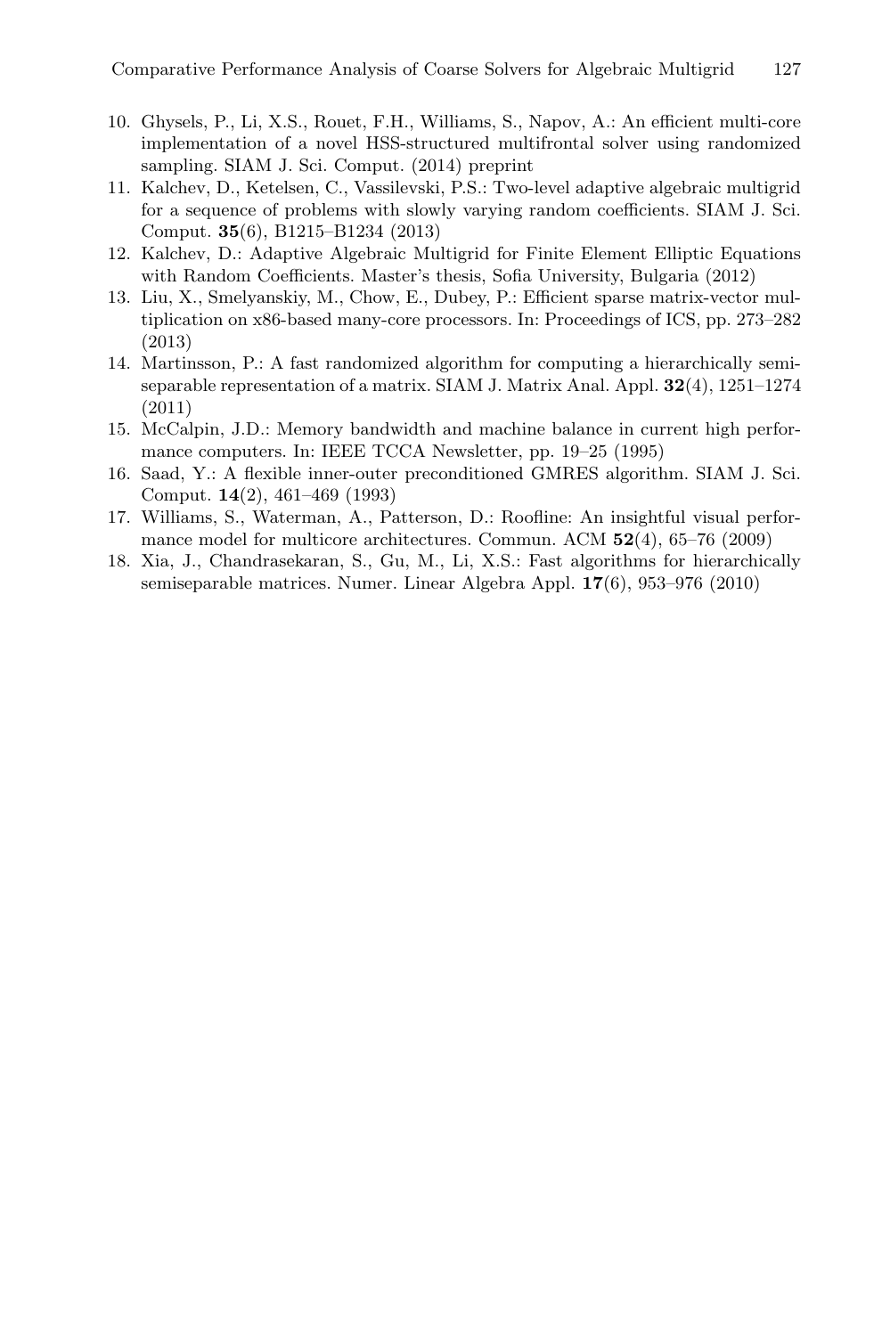10. Ghysels, P., Li, X.S., Rouet, F.H., Williams, S., Napov, A.: An efficient multi-core implementation of a novel HSS-structured multifrontal solver using randomized sampling. SIAM J. Sci. Comput. (2014) preprint
11. Kalchev, D., Ketelsen, C., Vassilevski, P.S.: Two-level adaptive algebraic multigrid for a sequence of problems with slowly varying random coefficients. SIAM J. Sci. Comput. **35**(6), B1215–B1234 (2013)
12. Kalchev, D.: Adaptive Algebraic Multigrid for Finite Element Elliptic Equations with Random Coefficients. Master's thesis, Sofia University, Bulgaria (2012)
13. Liu, X., Smelyanskiy, M., Chow, E., Dubey, P.: Efficient sparse matrix-vector multiplication on x86-based many-core processors. In: Proceedings of ICS, pp. 273–282 (2013)
14. Martinsson, P.: A fast randomized algorithm for computing a hierarchically semi-separable representation of a matrix. SIAM J. Matrix Anal. Appl. **32**(4), 1251–1274 (2011)
15. McCalpin, J.D.: Memory bandwidth and machine balance in current high performance computers. In: IEEE TCCA Newsletter, pp. 19–25 (1995)
16. Saad, Y.: A flexible inner-outer preconditioned GMRES algorithm. SIAM J. Sci. Comput. **14**(2), 461–469 (1993)
17. Williams, S., Waterman, A., Patterson, D.: Roofline: An insightful visual performance model for multicore architectures. Commun. ACM **52**(4), 65–76 (2009)
18. Xia, J., Chandrasekaran, S., Gu, M., Li, X.S.: Fast algorithms for hierarchically semiseparable matrices. Numer. Linear Algebra Appl. **17**(6), 953–976 (2010)